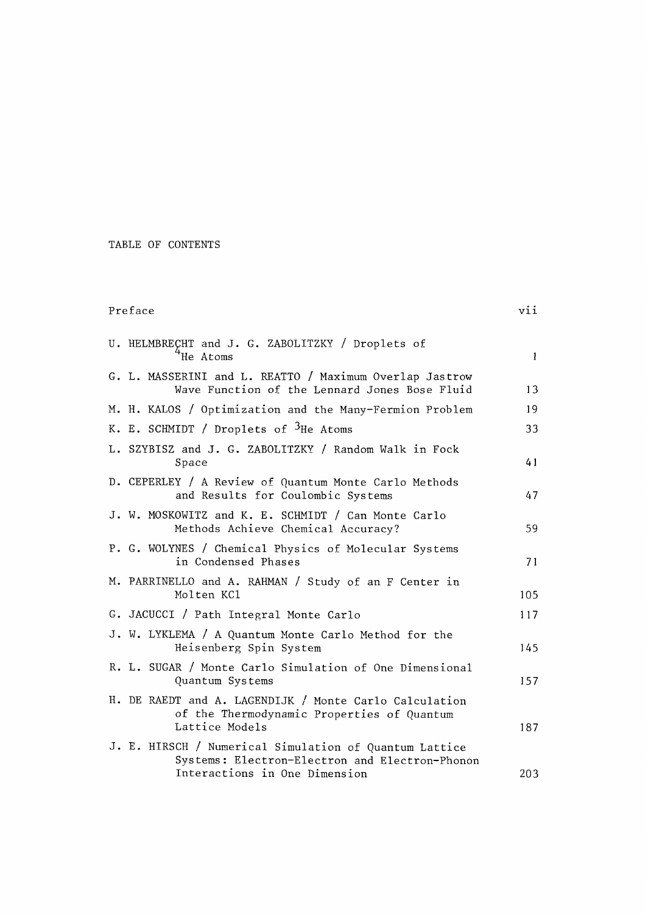# TABLE OF CONTENTS

| | |
|---|---|
| Preface | vii |
| U. HELMBRECHT and J. G. ZABOLITZKY / Droplets of $^4$He Atoms | 1 |
| G. L. MASSERINI and L. REATTO / Maximum Overlap Jastrow Wave Function of the Lennard Jones Bose Fluid | 13 |
| M. H. KALOS / Optimization and the Many-Fermion Problem | 19 |
| K. E. SCHMIDT / Droplets of $^3$He Atoms | 33 |
| L. SZYBISZ and J. G. ZABOLITZKY / Random Walk in Fock Space | 41 |
| D. CEPERLEY / A Review of Quantum Monte Carlo Methods and Results for Coulombic Systems | 47 |
| J. W. MOSKOWITZ and K. E. SCHMIDT / Can Monte Carlo Methods Achieve Chemical Accuracy? | 59 |
| P. G. WOLYNES / Chemical Physics of Molecular Systems in Condensed Phases | 71 |
| M. PARRINELLO and A. RAHMAN / Study of an F Center in Molten KCl | 105 |
| G. JACUCCI / Path Integral Monte Carlo | 117 |
| J. W. LYKLEMA / A Quantum Monte Carlo Method for the Heisenberg Spin System | 145 |
| R. L. SUGAR / Monte Carlo Simulation of One Dimensional Quantum Systems | 157 |
| H. DE RAEDT and A. LAGENDIJK / Monte Carlo Calculation of the Thermodynamic Properties of Quantum Lattice Models | 187 |
| J. E. HIRSCH / Numerical Simulation of Quantum Lattice Systems: Electron-Electron and Electron-Phonon Interactions in One Dimension | 203 |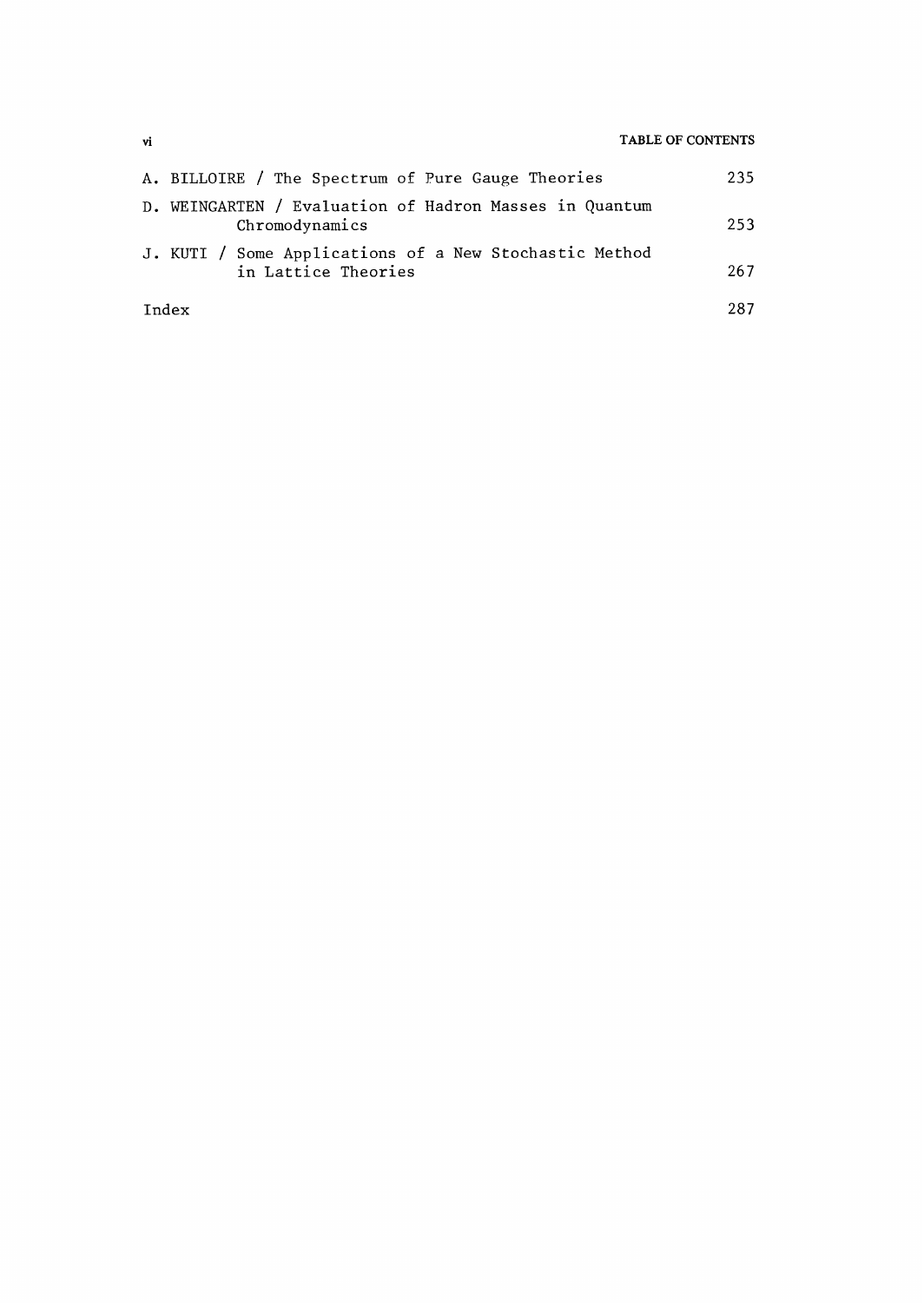A. BILLOIRE / The Spectrum of Pure Gauge Theories 235

D. WEINGARTEN / Evaluation of Hadron Masses in Quantum Chromodynamics 253

J. KUTI / Some Applications of a New Stochastic Method in Lattice Theories 267

Index 287